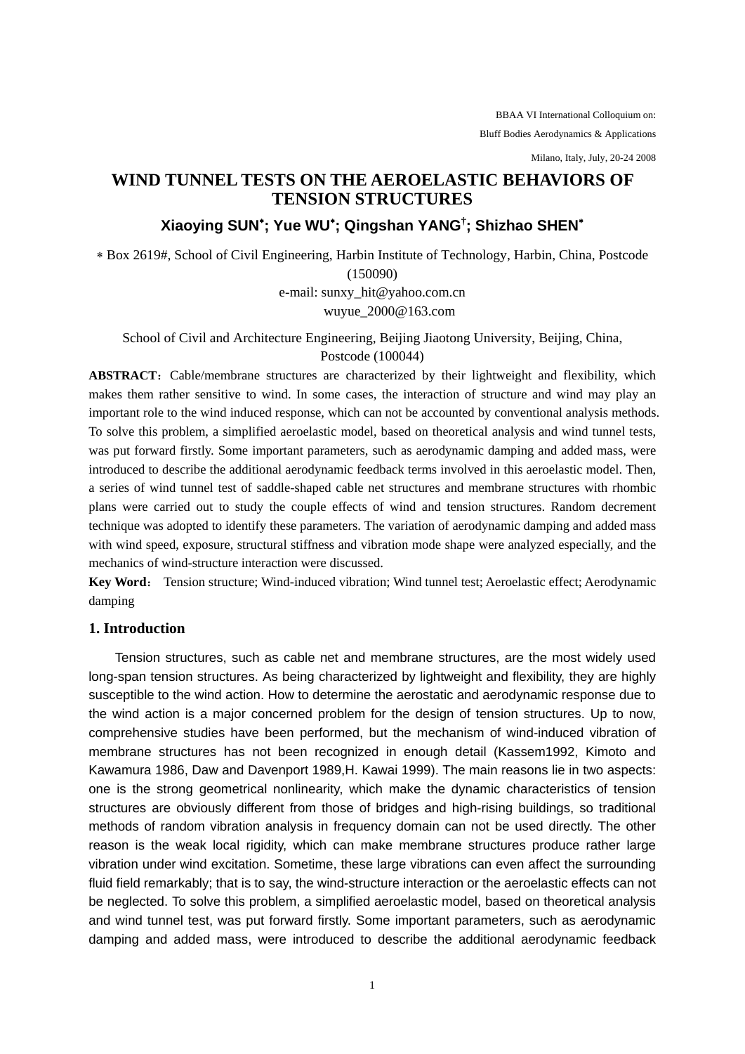BBAA VI International Colloquium on:

Bluff Bodies Aerodynamics & Applications

Milano, Italy, July, 20-24 2008

# WIND TUNNEL TESTS ON THE AEROELASTIC BEHAVIORS OF TENSION STRUCTURES

**Xiaoying SUN*; Yue WU*; Qingshan YANG†; Shizhao SHEN***

* Box 2619#, School of Civil Engineering, Harbin Institute of Technology, Harbin, China, Postcode (150090)

e-mail: sunxy_hit@yahoo.com.cn

wuyue_2000@163.com

School of Civil and Architecture Engineering, Beijing Jiaotong University, Beijing, China, Postcode (100044)

**ABSTRACT**：Cable/membrane structures are characterized by their lightweight and flexibility, which makes them rather sensitive to wind. In some cases, the interaction of structure and wind may play an important role to the wind induced response, which can not be accounted by conventional analysis methods. To solve this problem, a simplified aeroelastic model, based on theoretical analysis and wind tunnel tests, was put forward firstly. Some important parameters, such as aerodynamic damping and added mass, were introduced to describe the additional aerodynamic feedback terms involved in this aeroelastic model. Then, a series of wind tunnel test of saddle-shaped cable net structures and membrane structures with rhombic plans were carried out to study the couple effects of wind and tension structures. Random decrement technique was adopted to identify these parameters. The variation of aerodynamic damping and added mass with wind speed, exposure, structural stiffness and vibration mode shape were analyzed especially, and the mechanics of wind-structure interaction were discussed.

**Key Word**： Tension structure; Wind-induced vibration; Wind tunnel test; Aeroelastic effect; Aerodynamic damping

## 1. Introduction

Tension structures, such as cable net and membrane structures, are the most widely used long-span tension structures. As being characterized by lightweight and flexibility, they are highly susceptible to the wind action. How to determine the aerostatic and aerodynamic response due to the wind action is a major concerned problem for the design of tension structures. Up to now, comprehensive studies have been performed, but the mechanism of wind-induced vibration of membrane structures has not been recognized in enough detail (Kassem1992, Kimoto and Kawamura 1986, Daw and Davenport 1989,H. Kawai 1999). The main reasons lie in two aspects: one is the strong geometrical nonlinearity, which make the dynamic characteristics of tension structures are obviously different from those of bridges and high-rising buildings, so traditional methods of random vibration analysis in frequency domain can not be used directly. The other reason is the weak local rigidity, which can make membrane structures produce rather large vibration under wind excitation. Sometime, these large vibrations can even affect the surrounding fluid field remarkably; that is to say, the wind-structure interaction or the aeroelastic effects can not be neglected. To solve this problem, a simplified aeroelastic model, based on theoretical analysis and wind tunnel test, was put forward firstly. Some important parameters, such as aerodynamic damping and added mass, were introduced to describe the additional aerodynamic feedback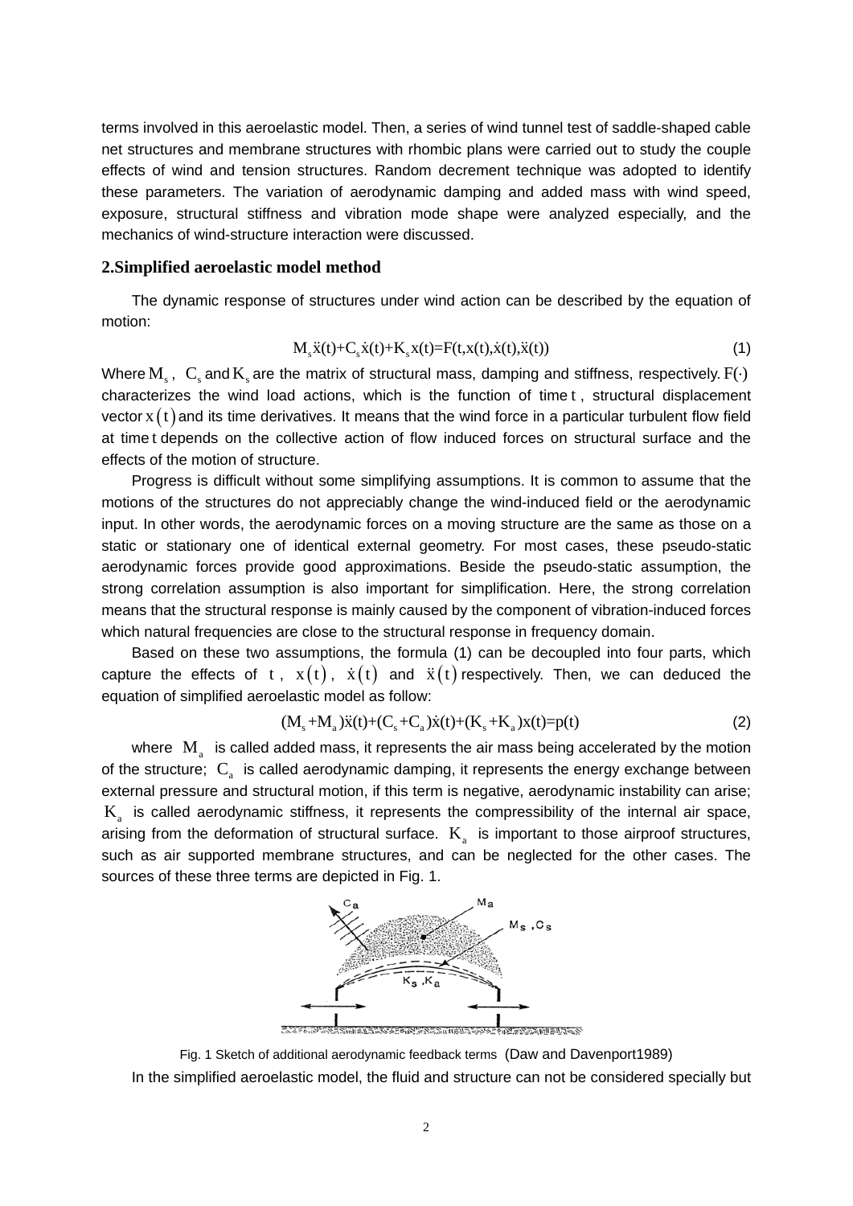terms involved in this aeroelastic model. Then, a series of wind tunnel test of saddle-shaped cable net structures and membrane structures with rhombic plans were carried out to study the couple effects of wind and tension structures. Random decrement technique was adopted to identify these parameters. The variation of aerodynamic damping and added mass with wind speed, exposure, structural stiffness and vibration mode shape were analyzed especially, and the mechanics of wind-structure interaction were discussed.

## 2.Simplified aeroelastic model method

The dynamic response of structures under wind action can be described by the equation of motion:

$$M_s\ddot{x}(t)+C_s\dot{x}(t)+K_s x(t)=F(t,x(t),\dot{x}(t),\ddot{x}(t)) \tag{1}$$

Where $M_s$, $C_s$ and $K_s$ are the matrix of structural mass, damping and stiffness, respectively. $F(\cdot)$ characterizes the wind load actions, which is the function of time $t$, structural displacement vector $x(t)$ and its time derivatives. It means that the wind force in a particular turbulent flow field at time $t$ depends on the collective action of flow induced forces on structural surface and the effects of the motion of structure.

Progress is difficult without some simplifying assumptions. It is common to assume that the motions of the structures do not appreciably change the wind-induced field or the aerodynamic input. In other words, the aerodynamic forces on a moving structure are the same as those on a static or stationary one of identical external geometry. For most cases, these pseudo-static aerodynamic forces provide good approximations. Beside the pseudo-static assumption, the strong correlation assumption is also important for simplification. Here, the strong correlation means that the structural response is mainly caused by the component of vibration-induced forces which natural frequencies are close to the structural response in frequency domain.

Based on these two assumptions, the formula (1) can be decoupled into four parts, which capture the effects of $t$, $x(t)$, $\dot{x}(t)$ and $\ddot{x}(t)$ respectively. Then, we can deduced the equation of simplified aeroelastic model as follow:

$$(M_s+M_a)\ddot{x}(t)+(C_s+C_a)\dot{x}(t)+(K_s+K_a)x(t)=p(t) \tag{2}$$

where $M_a$ is called added mass, it represents the air mass being accelerated by the motion of the structure; $C_a$ is called aerodynamic damping, it represents the energy exchange between external pressure and structural motion, if this term is negative, aerodynamic instability can arise; $K_a$ is called aerodynamic stiffness, it represents the compressibility of the internal air space, arising from the deformation of structural surface. $K_a$ is important to those airproof structures, such as air supported membrane structures, and can be neglected for the other cases. The sources of these three terms are depicted in Fig. 1.

Fig. 1 Sketch of additional aerodynamic feedback terms (Daw and Davenport1989)

In the simplified aeroelastic model, the fluid and structure can not be considered specially but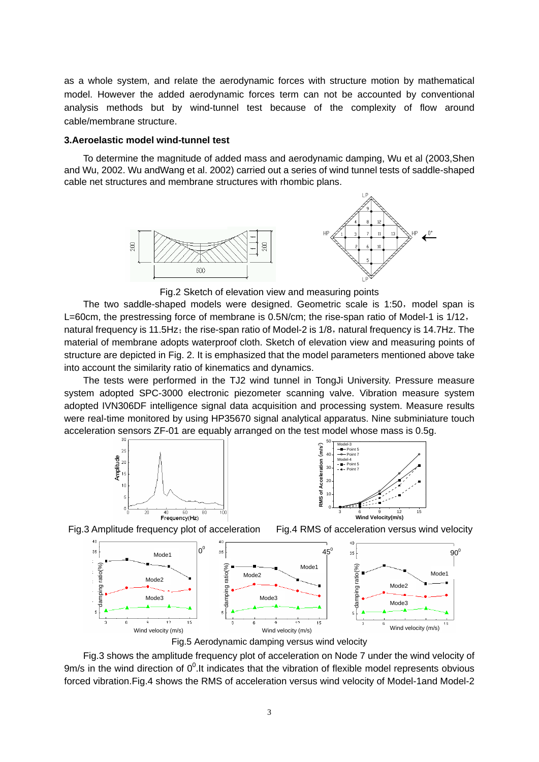as a whole system, and relate the aerodynamic forces with structure motion by mathematical model. However the added aerodynamic forces term can not be accounted by conventional analysis methods but by wind-tunnel test because of the complexity of flow around cable/membrane structure.

### 3.Aeroelastic model wind-tunnel test

To determine the magnitude of added mass and aerodynamic damping, Wu et al (2003,Shen and Wu, 2002. Wu andWang et al. 2002) carried out a series of wind tunnel tests of saddle-shaped cable net structures and membrane structures with rhombic plans.

Fig.2 Sketch of elevation view and measuring points

The two saddle-shaped models were designed. Geometric scale is 1:50，model span is L=60cm, the prestressing force of membrane is 0.5N/cm; the rise-span ratio of Model-1 is 1/12，natural frequency is 11.5Hz；the rise-span ratio of Model-2 is 1/8，natural frequency is 14.7Hz. The material of membrane adopts waterproof cloth. Sketch of elevation view and measuring points of structure are depicted in Fig. 2. It is emphasized that the model parameters mentioned above take into account the similarity ratio of kinematics and dynamics.

The tests were performed in the TJ2 wind tunnel in TongJi University. Pressure measure system adopted SPC-3000 electronic piezometer scanning valve. Vibration measure system adopted IVN306DF intelligence signal data acquisition and processing system. Measure results were real-time monitored by using HP35670 signal analytical apparatus. Nine subminiature touch acceleration sensors ZF-01 are equably arranged on the test model whose mass is 0.5g.

Fig.3 Amplitude frequency plot of acceleration

Fig.4 RMS of acceleration versus wind velocity

Fig.5 Aerodynamic damping versus wind velocity

Fig.3 shows the amplitude frequency plot of acceleration on Node 7 under the wind velocity of 9m/s in the wind direction of $0^0$.It indicates that the vibration of flexible model represents obvious forced vibration.Fig.4 shows the RMS of acceleration versus wind velocity of Model-1and Model-2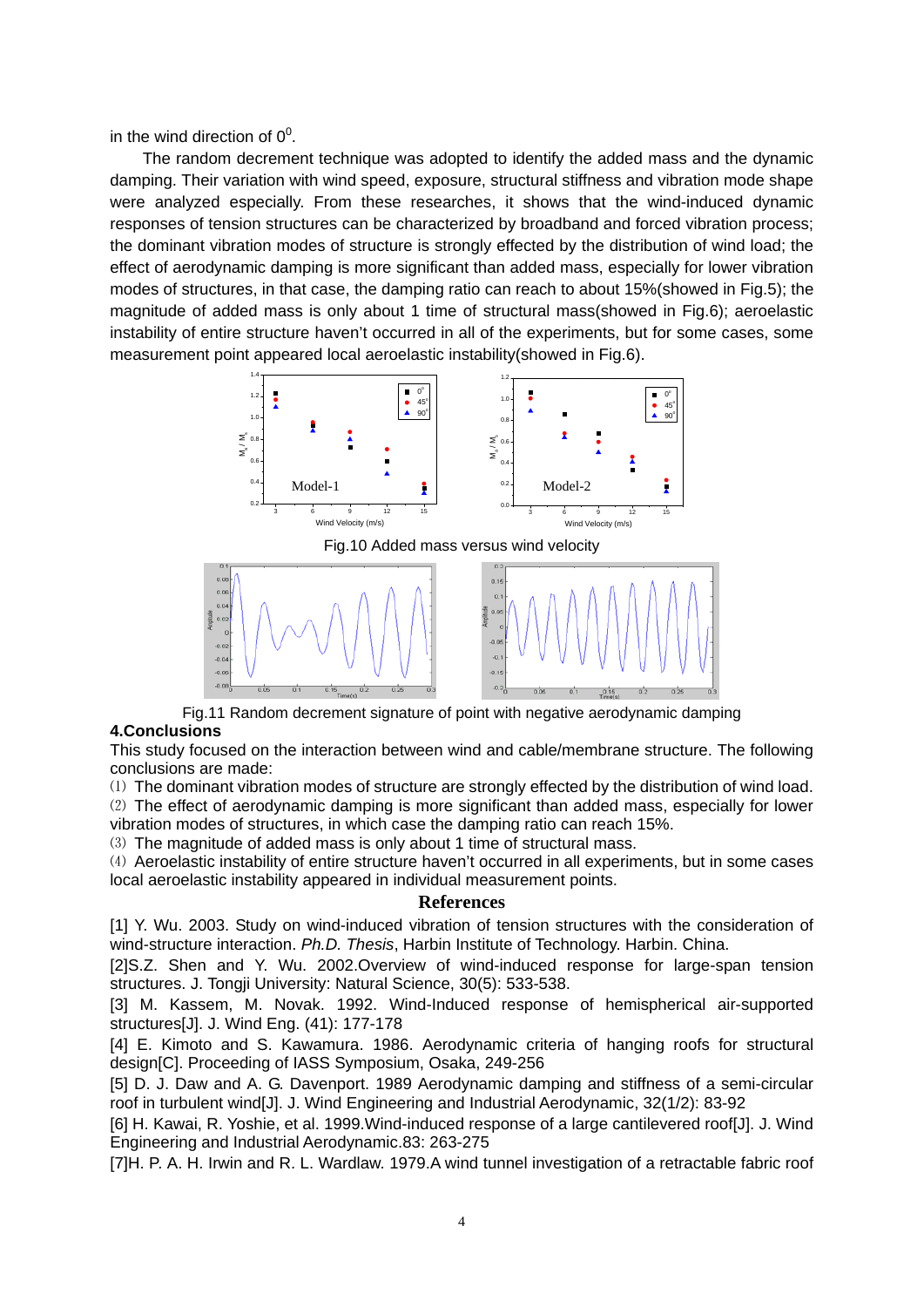in the wind direction of $0^0$.

The random decrement technique was adopted to identify the added mass and the dynamic damping. Their variation with wind speed, exposure, structural stiffness and vibration mode shape were analyzed especially. From these researches, it shows that the wind-induced dynamic responses of tension structures can be characterized by broadband and forced vibration process; the dominant vibration modes of structure is strongly effected by the distribution of wind load; the effect of aerodynamic damping is more significant than added mass, especially for lower vibration modes of structures, in that case, the damping ratio can reach to about 15%(showed in Fig.5); the magnitude of added mass is only about 1 time of structural mass(showed in Fig.6); aeroelastic instability of entire structure haven't occurred in all of the experiments, but for some cases, some measurement point appeared local aeroelastic instability(showed in Fig.6).

Fig.10 Added mass versus wind velocity

Fig.11 Random decrement signature of point with negative aerodynamic damping

## 4.Conclusions

This study focused on the interaction between wind and cable/membrane structure. The following conclusions are made:

(1) The dominant vibration modes of structure are strongly effected by the distribution of wind load.
(2) The effect of aerodynamic damping is more significant than added mass, especially for lower vibration modes of structures, in which case the damping ratio can reach 15%.
(3) The magnitude of added mass is only about 1 time of structural mass.
(4) Aeroelastic instability of entire structure haven't occurred in all experiments, but in some cases local aeroelastic instability appeared in individual measurement points.

## References

[1] Y. Wu. 2003. Study on wind-induced vibration of tension structures with the consideration of wind-structure interaction. *Ph.D. Thesis*, Harbin Institute of Technology. Harbin. China.

[2]S.Z. Shen and Y. Wu. 2002.Overview of wind-induced response for large-span tension structures. J. Tongji University: Natural Science, 30(5): 533-538.

[3] M. Kassem, M. Novak. 1992. Wind-Induced response of hemispherical air-supported structures[J]. J. Wind Eng. (41): 177-178

[4] E. Kimoto and S. Kawamura. 1986. Aerodynamic criteria of hanging roofs for structural design[C]. Proceeding of IASS Symposium, Osaka, 249-256

[5] D. J. Daw and A. G. Davenport. 1989 Aerodynamic damping and stiffness of a semi-circular roof in turbulent wind[J]. J. Wind Engineering and Industrial Aerodynamic, 32(1/2): 83-92

[6] H. Kawai, R. Yoshie, et al. 1999.Wind-induced response of a large cantilevered roof[J]. J. Wind Engineering and Industrial Aerodynamic.83: 263-275

[7]H. P. A. H. Irwin and R. L. Wardlaw. 1979.A wind tunnel investigation of a retractable fabric roof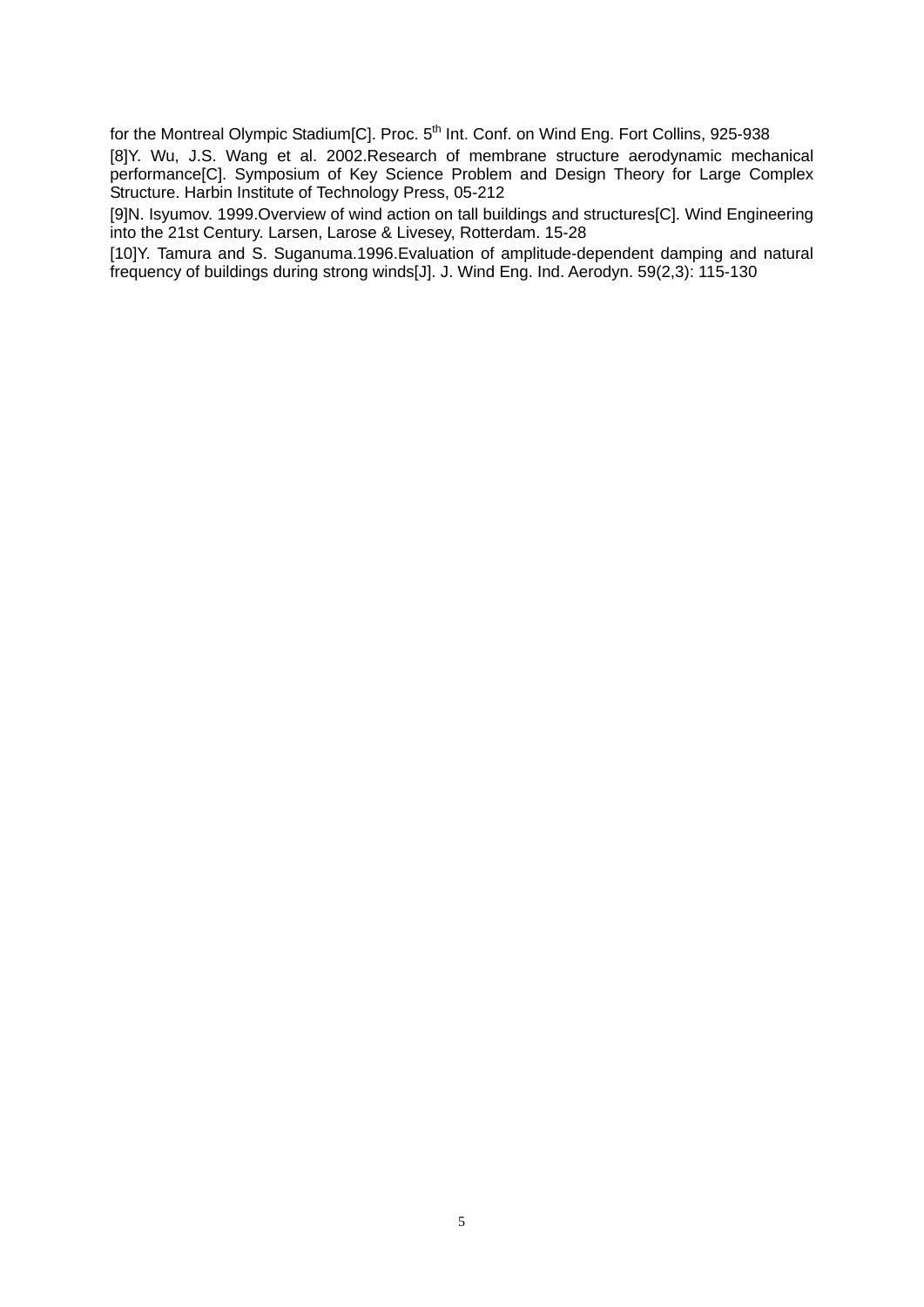for the Montreal Olympic Stadium[C]. Proc. 5th Int. Conf. on Wind Eng. Fort Collins, 925-938

[8]Y. Wu, J.S. Wang et al. 2002.Research of membrane structure aerodynamic mechanical performance[C]. Symposium of Key Science Problem and Design Theory for Large Complex Structure. Harbin Institute of Technology Press, 05-212

[9]N. Isyumov. 1999.Overview of wind action on tall buildings and structures[C]. Wind Engineering into the 21st Century. Larsen, Larose & Livesey, Rotterdam. 15-28

[10]Y. Tamura and S. Suganuma.1996.Evaluation of amplitude-dependent damping and natural frequency of buildings during strong winds[J]. J. Wind Eng. Ind. Aerodyn. 59(2,3): 115-130